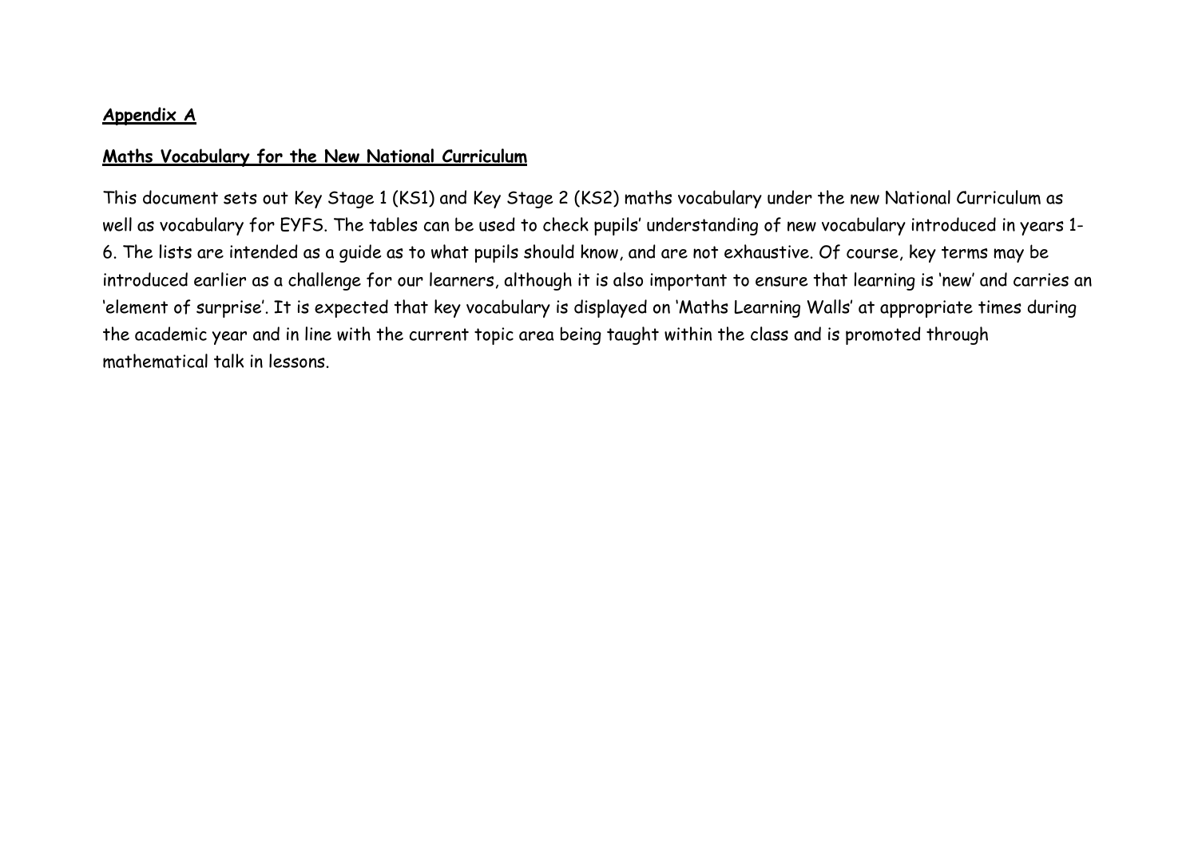**Appendix A**

**Maths Vocabulary for the New National Curriculum**

This document sets out Key Stage 1 (KS1) and Key Stage 2 (KS2) maths vocabulary under the new National Curriculum as well as vocabulary for EYFS. The tables can be used to check pupils' understanding of new vocabulary introduced in years 1-6. The lists are intended as a guide as to what pupils should know, and are not exhaustive. Of course, key terms may be introduced earlier as a challenge for our learners, although it is also important to ensure that learning is 'new' and carries an 'element of surprise'. It is expected that key vocabulary is displayed on 'Maths Learning Walls' at appropriate times during the academic year and in line with the current topic area being taught within the class and is promoted through mathematical talk in lessons.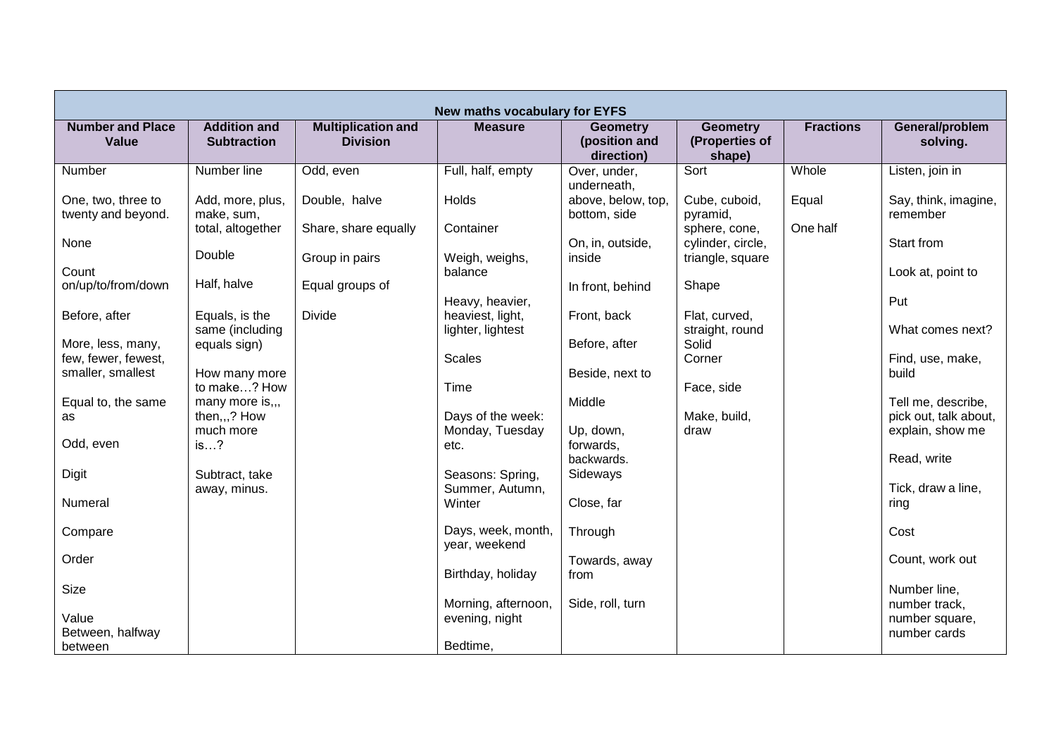| New maths vocabulary for EYFS | | | | | | | |
|---|---|---|---|---|---|---|---|
| **Number and Place Value** | **Addition and Subtraction** | **Multiplication and Division** | **Measure** | **Geometry (position and direction)** | **Geometry (Properties of shape)** | **Fractions** | **General/problem solving.** |
| Number<br><br>One, two, three to twenty and beyond.<br><br>None<br><br>Count on/up/to/from/down<br><br>Before, after<br><br>More, less, many, few, fewer, fewest, smaller, smallest<br><br>Equal to, the same as<br><br>Odd, even<br><br>Digit<br><br>Numeral<br><br>Compare<br><br>Order<br><br>Size<br><br>Value<br>Between, halfway between | Number line<br><br>Add, more, plus, make, sum, total, altogether<br><br>Double<br><br>Half, halve<br><br>Equals, is the same (including equals sign)<br><br>How many more to make…? How many more is,,, then,,,? How much more is…?<br><br>Subtract, take away, minus. | Odd, even<br><br>Double, halve<br><br>Share, share equally<br><br>Group in pairs<br><br>Equal groups of<br><br>Divide | Full, half, empty<br><br>Holds<br><br>Container<br><br>Weigh, weighs, balance<br><br>Heavy, heavier, heaviest, light, lighter, lightest<br><br>Scales<br><br>Time<br><br>Days of the week: Monday, Tuesday etc.<br><br>Seasons: Spring, Summer, Autumn, Winter<br><br>Days, week, month, year, weekend<br><br>Birthday, holiday<br><br>Morning, afternoon, evening, night<br><br>Bedtime, | Over, under, underneath, above, below, top, bottom, side<br><br>On, in, outside, inside<br><br>In front, behind<br><br>Front, back<br><br>Before, after<br><br>Beside, next to<br><br>Middle<br><br>Up, down, forwards, backwards. Sideways<br><br>Close, far<br><br>Through<br><br>Towards, away from<br><br>Side, roll, turn | Sort<br><br>Cube, cuboid, pyramid, sphere, cone, cylinder, circle, triangle, square<br><br>Shape<br><br>Flat, curved, straight, round<br>Solid<br>Corner<br><br>Face, side<br><br>Make, build, draw | Whole<br><br>Equal<br><br>One half | Listen, join in<br><br>Say, think, imagine, remember<br><br>Start from<br><br>Look at, point to<br><br>Put<br><br>What comes next?<br><br>Find, use, make, build<br><br>Tell me, describe, pick out, talk about, explain, show me<br><br>Read, write<br><br>Tick, draw a line, ring<br><br>Cost<br><br>Count, work out<br><br>Number line, number track, number square, number cards |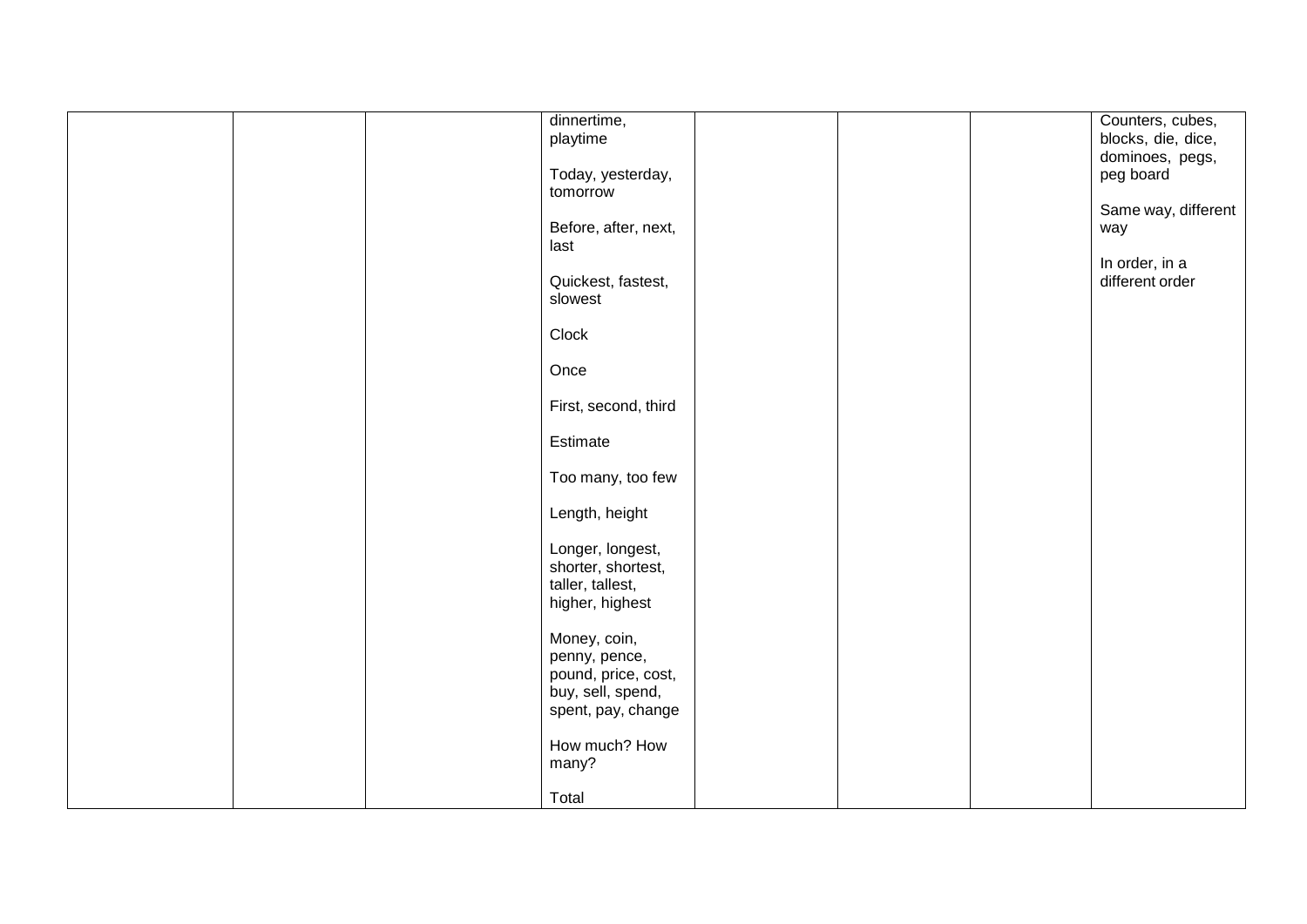| | | | | | | | |
|---|---|---|---|---|---|---|---|
| | | | dinnertime, playtime<br><br>Today, yesterday, tomorrow<br><br>Before, after, next, last<br><br>Quickest, fastest, slowest<br><br>Clock<br><br>Once<br><br>First, second, third<br><br>Estimate<br><br>Too many, too few<br><br>Length, height<br><br>Longer, longest, shorter, shortest, taller, tallest, higher, highest<br><br>Money, coin, penny, pence, pound, price, cost, buy, sell, spend, spent, pay, change<br><br>How much? How many?<br><br>Total | | | | Counters, cubes, blocks, die, dice, dominoes, pegs, peg board<br><br>Same way, different way<br><br>In order, in a different order |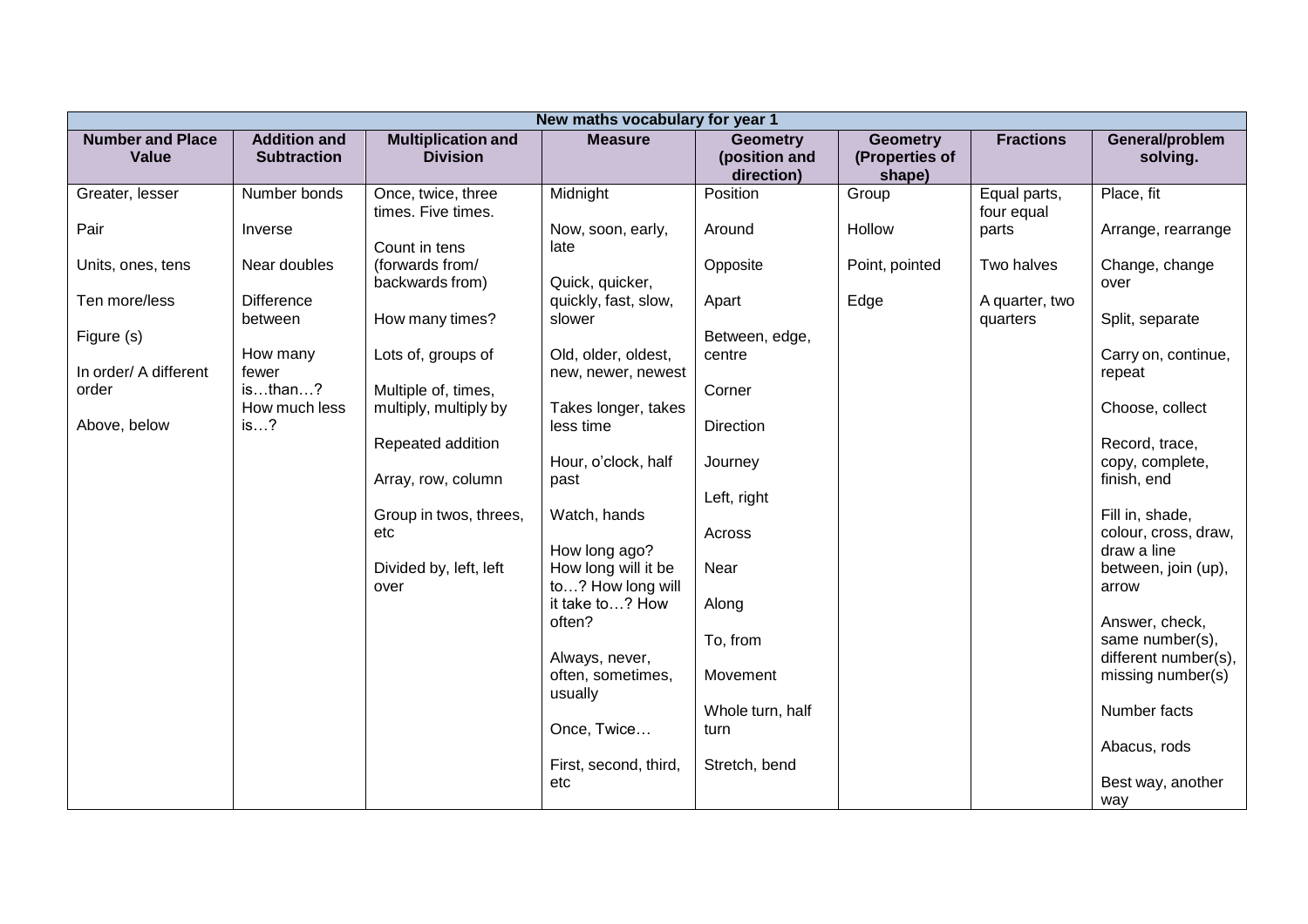| New maths vocabulary for year 1 | | | | | | | |
|---|---|---|---|---|---|---|---|
| **Number and Place Value** | **Addition and Subtraction** | **Multiplication and Division** | **Measure** | **Geometry (position and direction)** | **Geometry (Properties of shape)** | **Fractions** | **General/problem solving.** |
| Greater, lesser<br><br>Pair<br><br>Units, ones, tens<br><br>Ten more/less<br><br>Figure (s)<br><br>In order/ A different order<br><br>Above, below | Number bonds<br><br>Inverse<br><br>Near doubles<br><br>Difference between<br><br>How many fewer is…than…?<br>How much less is…? | Once, twice, three times. Five times.<br><br>Count in tens (forwards from/ backwards from)<br><br>How many times?<br><br>Lots of, groups of<br><br>Multiple of, times, multiply, multiply by<br><br>Repeated addition<br><br>Array, row, column<br><br>Group in twos, threes, etc<br><br>Divided by, left, left over | Midnight<br><br>Now, soon, early, late<br><br>Quick, quicker, quickly, fast, slow, slower<br><br>Old, older, oldest, new, newer, newest<br><br>Takes longer, takes less time<br><br>Hour, o'clock, half past<br><br>Watch, hands<br><br>How long ago? How long will it be to…? How long will it take to…? How often?<br><br>Always, never, often, sometimes, usually<br><br>Once, Twice…<br><br>First, second, third, etc | Position<br><br>Around<br><br>Opposite<br><br>Apart<br><br>Between, edge, centre<br><br>Corner<br><br>Direction<br><br>Journey<br><br>Left, right<br><br>Across<br><br>Near<br><br>Along<br><br>To, from<br><br>Movement<br><br>Whole turn, half turn<br><br>Stretch, bend | Group<br><br>Hollow<br><br>Point, pointed<br><br>Edge | Equal parts, four equal parts<br><br>Two halves<br><br>A quarter, two quarters | Place, fit<br><br>Arrange, rearrange<br><br>Change, change over<br><br>Split, separate<br><br>Carry on, continue, repeat<br><br>Choose, collect<br><br>Record, trace, copy, complete, finish, end<br><br>Fill in, shade, colour, cross, draw, draw a line between, join (up), arrow<br><br>Answer, check, same number(s), different number(s), missing number(s)<br><br>Number facts<br><br>Abacus, rods<br><br>Best way, another way |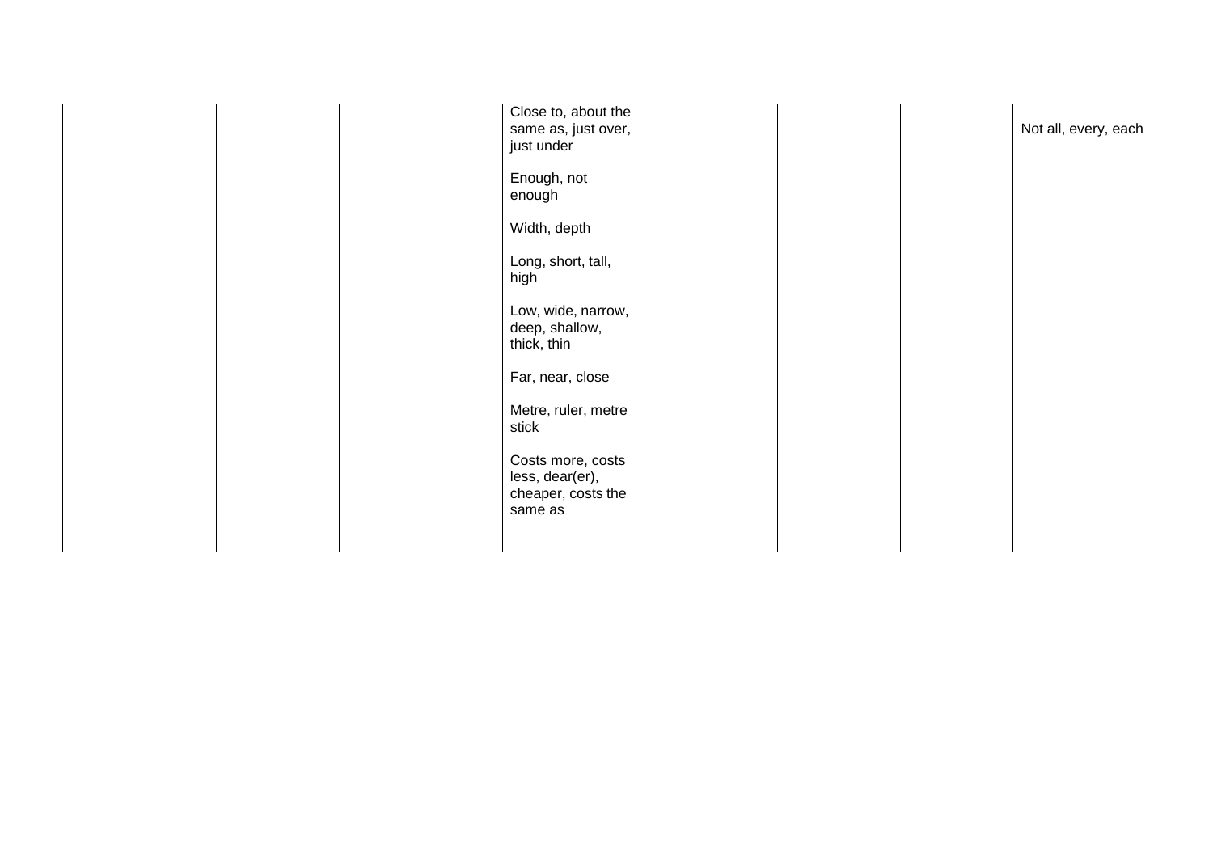| | | | | | | | |
|---|---|---|---|---|---|---|---|
| | | | Close to, about the same as, just over, just under<br><br>Enough, not enough<br><br>Width, depth<br><br>Long, short, tall, high<br><br>Low, wide, narrow, deep, shallow, thick, thin<br><br>Far, near, close<br><br>Metre, ruler, metre stick<br><br>Costs more, costs less, dear(er), cheaper, costs the same as | | | | Not all, every, each |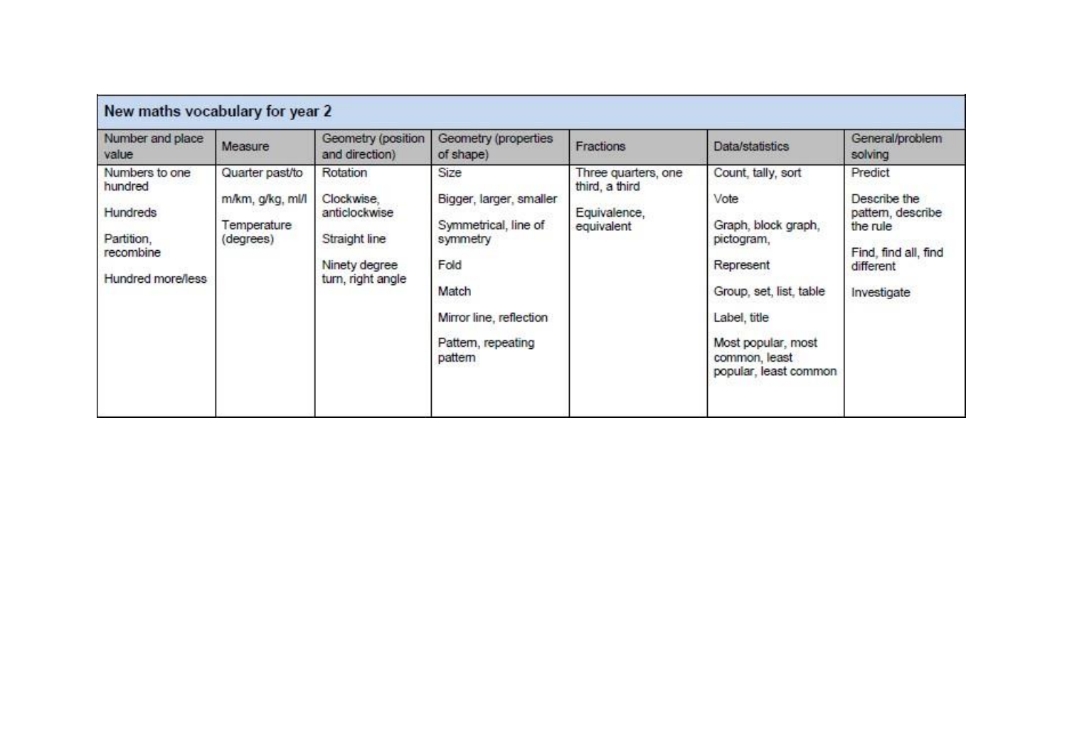## New maths vocabulary for year 2

| Number and place value | Measure | Geometry (position and direction) | Geometry (properties of shape) | Fractions | Data/statistics | General/problem solving |
|---|---|---|---|---|---|---|
| Numbers to one hundred<br><br>Hundreds<br><br>Partition, recombine<br><br>Hundred more/less | Quarter past/to<br><br>m/km, g/kg, ml/l<br><br>Temperature (degrees) | Rotation<br><br>Clockwise, anticlockwise<br><br>Straight line<br><br>Ninety degree turn, right angle | Size<br><br>Bigger, larger, smaller<br><br>Symmetrical, line of symmetry<br><br>Fold<br><br>Match<br><br>Mirror line, reflection<br><br>Pattern, repeating pattern | Three quarters, one third, a third<br><br>Equivalence, equivalent | Count, tally, sort<br><br>Vote<br><br>Graph, block graph, pictogram,<br><br>Represent<br><br>Group, set, list, table<br><br>Label, title<br><br>Most popular, most common, least popular, least common | Predict<br><br>Describe the pattern, describe the rule<br><br>Find, find all, find different<br><br>Investigate |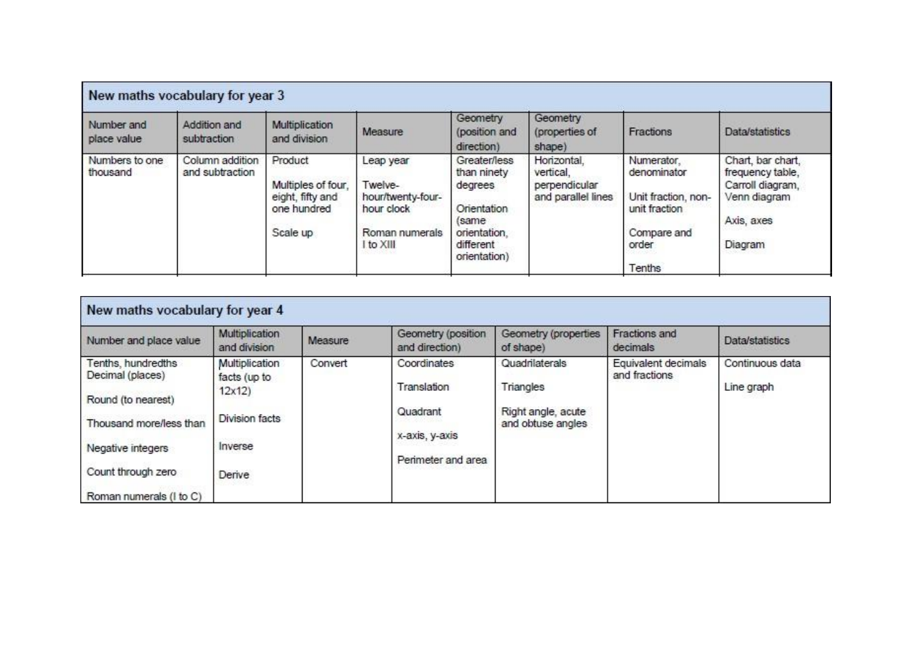## New maths vocabulary for year 3

| Number and place value | Addition and subtraction | Multiplication and division | Measure | Geometry (position and direction) | Geometry (properties of shape) | Fractions | Data/statistics |
|---|---|---|---|---|---|---|---|
| Numbers to one thousand | Column addition and subtraction | Product<br><br>Multiples of four, eight, fifty and one hundred<br><br>Scale up | Leap year<br><br>Twelve-hour/twenty-four-hour clock<br><br>Roman numerals I to XIII | Greater/less than ninety degrees<br><br>Orientation (same orientation, different orientation) | Horizontal, vertical, perpendicular and parallel lines | Numerator, denominator<br><br>Unit fraction, non-unit fraction<br><br>Compare and order<br><br>Tenths | Chart, bar chart, frequency table, Carroll diagram, Venn diagram<br><br>Axis, axes<br><br>Diagram |

## New maths vocabulary for year 4

| Number and place value | Multiplication and division | Measure | Geometry (position and direction) | Geometry (properties of shape) | Fractions and decimals | Data/statistics |
|---|---|---|---|---|---|---|
| Tenths, hundredths Decimal (places)<br><br>Round (to nearest)<br><br>Thousand more/less than<br><br>Negative integers<br><br>Count through zero<br><br>Roman numerals (I to C) | Multiplication facts (up to 12x12)<br><br>Division facts<br><br>Inverse<br><br>Derive | Convert | Coordinates<br><br>Translation<br><br>Quadrant<br><br>x-axis, y-axis<br><br>Perimeter and area | Quadrilaterals<br><br>Triangles<br><br>Right angle, acute and obtuse angles | Equivalent decimals and fractions | Continuous data<br><br>Line graph |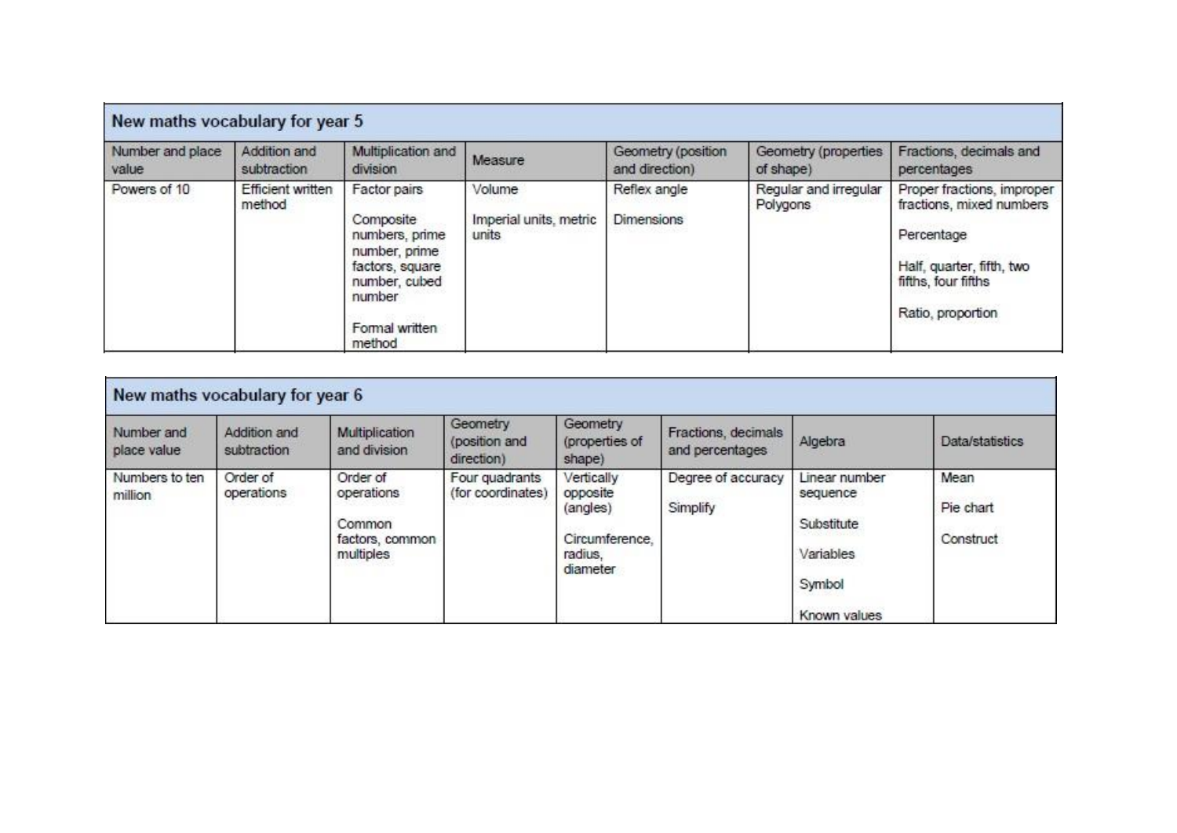## New maths vocabulary for year 5

| Number and place value | Addition and subtraction | Multiplication and division | Measure | Geometry (position and direction) | Geometry (properties of shape) | Fractions, decimals and percentages |
|---|---|---|---|---|---|---|
| Powers of 10 | Efficient written method | Factor pairs<br><br>Composite numbers, prime number, prime factors, square number, cubed number<br><br>Formal written method | Volume<br><br>Imperial units, metric units | Reflex angle<br><br>Dimensions | Regular and irregular Polygons | Proper fractions, improper fractions, mixed numbers<br><br>Percentage<br><br>Half, quarter, fifth, two fifths, four fifths<br><br>Ratio, proportion |

## New maths vocabulary for year 6

| Number and place value | Addition and subtraction | Multiplication and division | Geometry (position and direction) | Geometry (properties of shape) | Fractions, decimals and percentages | Algebra | Data/statistics |
|---|---|---|---|---|---|---|---|
| Numbers to ten million | Order of operations | Order of operations<br><br>Common factors, common multiples | Four quadrants (for coordinates) | Vertically opposite (angles)<br><br>Circumference, radius, diameter | Degree of accuracy<br><br>Simplify | Linear number sequence<br><br>Substitute<br><br>Variables<br><br>Symbol<br><br>Known values | Mean<br><br>Pie chart<br><br>Construct |